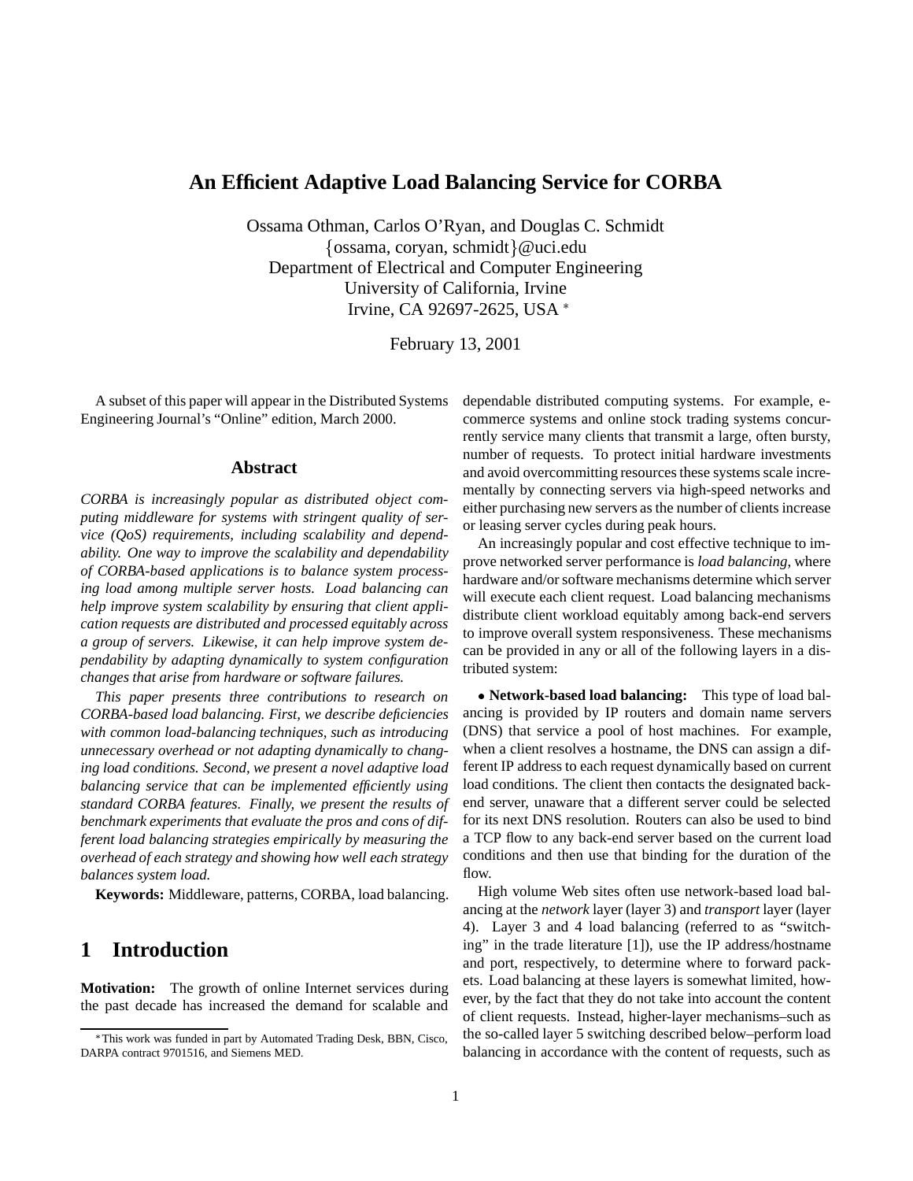# An Efficient Adaptive Load Balancing Service for CORBA

Ossama Othman, Carlos O'Ryan, and Douglas C. Schmidt
{ossama, coryan, schmidt}@uci.edu
Department of Electrical and Computer Engineering
University of California, Irvine
Irvine, CA 92697-2625, USA [*]

February 13, 2001

A subset of this paper will appear in the Distributed Systems Engineering Journal's "Online" edition, March 2000.

## Abstract

*CORBA is increasingly popular as distributed object computing middleware for systems with stringent quality of service (QoS) requirements, including scalability and dependability. One way to improve the scalability and dependability of CORBA-based applications is to balance system processing load among multiple server hosts. Load balancing can help improve system scalability by ensuring that client application requests are distributed and processed equitably across a group of servers. Likewise, it can help improve system dependability by adapting dynamically to system configuration changes that arise from hardware or software failures.*

*This paper presents three contributions to research on CORBA-based load balancing. First, we describe deficiencies with common load-balancing techniques, such as introducing unnecessary overhead or not adapting dynamically to changing load conditions. Second, we present a novel adaptive load balancing service that can be implemented efficiently using standard CORBA features. Finally, we present the results of benchmark experiments that evaluate the pros and cons of different load balancing strategies empirically by measuring the overhead of each strategy and showing how well each strategy balances system load.*

**Keywords:** Middleware, patterns, CORBA, load balancing.

## 1 Introduction

**Motivation:** The growth of online Internet services during the past decade has increased the demand for scalable and dependable distributed computing systems. For example, e-commerce systems and online stock trading systems concurrently service many clients that transmit a large, often bursty, number of requests. To protect initial hardware investments and avoid overcommitting resources these systems scale incrementally by connecting servers via high-speed networks and either purchasing new servers as the number of clients increase or leasing server cycles during peak hours.

An increasingly popular and cost effective technique to improve networked server performance is *load balancing*, where hardware and/or software mechanisms determine which server will execute each client request. Load balancing mechanisms distribute client workload equitably among back-end servers to improve overall system responsiveness. These mechanisms can be provided in any or all of the following layers in a distributed system:

- **Network-based load balancing:** This type of load balancing is provided by IP routers and domain name servers (DNS) that service a pool of host machines. For example, when a client resolves a hostname, the DNS can assign a different IP address to each request dynamically based on current load conditions. The client then contacts the designated back-end server, unaware that a different server could be selected for its next DNS resolution. Routers can also be used to bind a TCP flow to any back-end server based on the current load conditions and then use that binding for the duration of the flow.

High volume Web sites often use network-based load balancing at the *network* layer (layer 3) and *transport* layer (layer 4). Layer 3 and 4 load balancing (referred to as "switching" in the trade literature [1]), use the IP address/hostname and port, respectively, to determine where to forward packets. Load balancing at these layers is somewhat limited, however, by the fact that they do not take into account the content of client requests. Instead, higher-layer mechanisms–such as the so-called layer 5 switching described below–perform load balancing in accordance with the content of requests, such as

---

[*] This work was funded in part by Automated Trading Desk, BBN, Cisco, DARPA contract 9701516, and Siemens MED.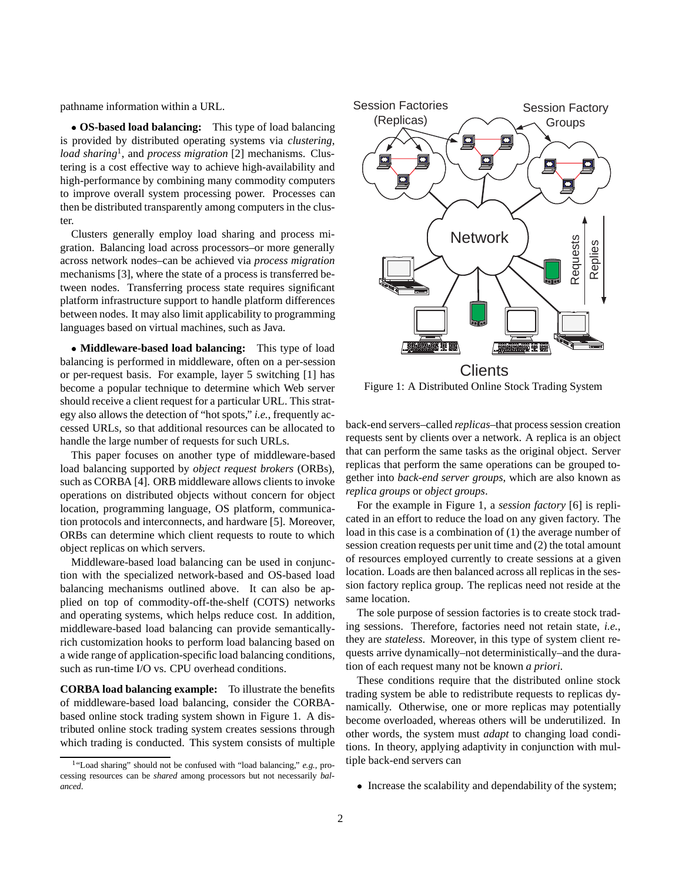pathname information within a URL.

- **OS-based load balancing:** This type of load balancing is provided by distributed operating systems via *clustering*, *load sharing*[1], and *process migration* [2] mechanisms. Clustering is a cost effective way to achieve high-availability and high-performance by combining many commodity computers to improve overall system processing power. Processes can then be distributed transparently among computers in the cluster.

Clusters generally employ load sharing and process migration. Balancing load across processors–or more generally across network nodes–can be achieved via *process migration* mechanisms [3], where the state of a process is transferred between nodes. Transferring process state requires significant platform infrastructure support to handle platform differences between nodes. It may also limit applicability to programming languages based on virtual machines, such as Java.

- **Middleware-based load balancing:** This type of load balancing is performed in middleware, often on a per-session or per-request basis. For example, layer 5 switching [1] has become a popular technique to determine which Web server should receive a client request for a particular URL. This strategy also allows the detection of "hot spots," *i.e.*, frequently accessed URLs, so that additional resources can be allocated to handle the large number of requests for such URLs.

This paper focuses on another type of middleware-based load balancing supported by *object request brokers* (ORBs), such as CORBA [4]. ORB middleware allows clients to invoke operations on distributed objects without concern for object location, programming language, OS platform, communication protocols and interconnects, and hardware [5]. Moreover, ORBs can determine which client requests to route to which object replicas on which servers.

Middleware-based load balancing can be used in conjunction with the specialized network-based and OS-based load balancing mechanisms outlined above. It can also be applied on top of commodity-off-the-shelf (COTS) networks and operating systems, which helps reduce cost. In addition, middleware-based load balancing can provide semantically-rich customization hooks to perform load balancing based on a wide range of application-specific load balancing conditions, such as run-time I/O vs. CPU overhead conditions.

**CORBA load balancing example:** To illustrate the benefits of middleware-based load balancing, consider the CORBA-based online stock trading system shown in Figure 1. A distributed online stock trading system creates sessions through which trading is conducted. This system consists of multiple back-end servers–called *replicas*–that process session creation requests sent by clients over a network. A replica is an object that can perform the same tasks as the original object. Server replicas that perform the same operations can be grouped together into *back-end server groups*, which are also known as *replica groups* or *object groups*.

Figure 1: A Distributed Online Stock Trading System

For the example in Figure 1, a *session factory* [6] is replicated in an effort to reduce the load on any given factory. The load in this case is a combination of (1) the average number of session creation requests per unit time and (2) the total amount of resources employed currently to create sessions at a given location. Loads are then balanced across all replicas in the session factory replica group. The replicas need not reside at the same location.

The sole purpose of session factories is to create stock trading sessions. Therefore, factories need not retain state, *i.e.*, they are *stateless*. Moreover, in this type of system client requests arrive dynamically–not deterministically–and the duration of each request many not be known *a priori*.

These conditions require that the distributed online stock trading system be able to redistribute requests to replicas dynamically. Otherwise, one or more replicas may potentially become overloaded, whereas others will be underutilized. In other words, the system must *adapt* to changing load conditions. In theory, applying adaptivity in conjunction with multiple back-end servers can

- Increase the scalability and dependability of the system;

[1] "Load sharing" should not be confused with "load balancing," *e.g.*, processing resources can be *shared* among processors but not necessarily *balanced*.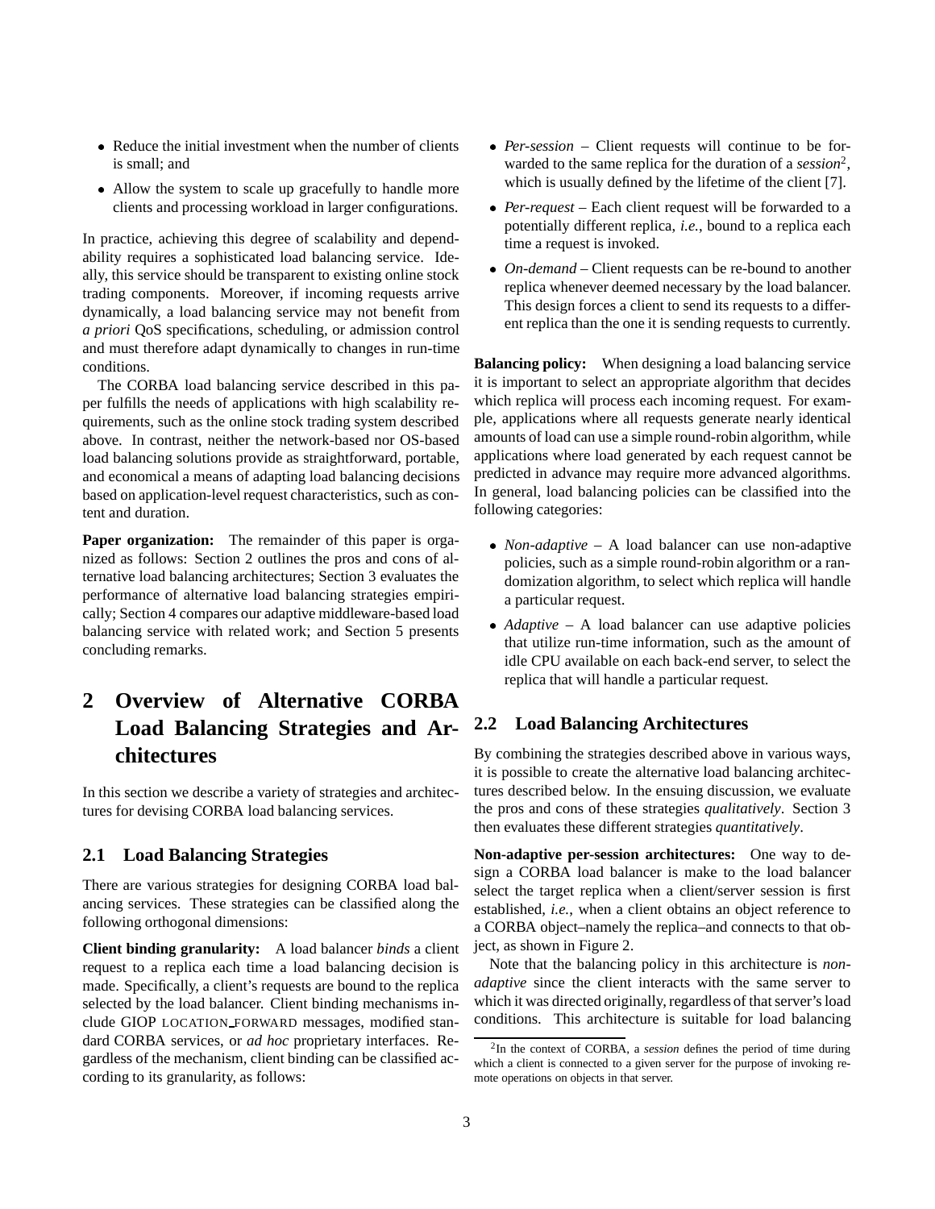- Reduce the initial investment when the number of clients is small; and
- Allow the system to scale up gracefully to handle more clients and processing workload in larger configurations.

In practice, achieving this degree of scalability and dependability requires a sophisticated load balancing service. Ideally, this service should be transparent to existing online stock trading components. Moreover, if incoming requests arrive dynamically, a load balancing service may not benefit from *a priori* QoS specifications, scheduling, or admission control and must therefore adapt dynamically to changes in run-time conditions.

The CORBA load balancing service described in this paper fulfills the needs of applications with high scalability requirements, such as the online stock trading system described above. In contrast, neither the network-based nor OS-based load balancing solutions provide as straightforward, portable, and economical a means of adapting load balancing decisions based on application-level request characteristics, such as content and duration.

**Paper organization:** The remainder of this paper is organized as follows: Section 2 outlines the pros and cons of alternative load balancing architectures; Section 3 evaluates the performance of alternative load balancing strategies empirically; Section 4 compares our adaptive middleware-based load balancing service with related work; and Section 5 presents concluding remarks.

# 2 Overview of Alternative CORBA Load Balancing Strategies and Architectures

In this section we describe a variety of strategies and architectures for devising CORBA load balancing services.

## 2.1 Load Balancing Strategies

There are various strategies for designing CORBA load balancing services. These strategies can be classified along the following orthogonal dimensions:

**Client binding granularity:** A load balancer *binds* a client request to a replica each time a load balancing decision is made. Specifically, a client's requests are bound to the replica selected by the load balancer. Client binding mechanisms include GIOP LOCATION_FORWARD messages, modified standard CORBA services, or *ad hoc* proprietary interfaces. Regardless of the mechanism, client binding can be classified according to its granularity, as follows:

- *Per-session* – Client requests will continue to be forwarded to the same replica for the duration of a *session*[2], which is usually defined by the lifetime of the client [7].
- *Per-request* – Each client request will be forwarded to a potentially different replica, *i.e.*, bound to a replica each time a request is invoked.
- *On-demand* – Client requests can be re-bound to another replica whenever deemed necessary by the load balancer. This design forces a client to send its requests to a different replica than the one it is sending requests to currently.

**Balancing policy:** When designing a load balancing service it is important to select an appropriate algorithm that decides which replica will process each incoming request. For example, applications where all requests generate nearly identical amounts of load can use a simple round-robin algorithm, while applications where load generated by each request cannot be predicted in advance may require more advanced algorithms. In general, load balancing policies can be classified into the following categories:

- *Non-adaptive* – A load balancer can use non-adaptive policies, such as a simple round-robin algorithm or a randomization algorithm, to select which replica will handle a particular request.
- *Adaptive* – A load balancer can use adaptive policies that utilize run-time information, such as the amount of idle CPU available on each back-end server, to select the replica that will handle a particular request.

## 2.2 Load Balancing Architectures

By combining the strategies described above in various ways, it is possible to create the alternative load balancing architectures described below. In the ensuing discussion, we evaluate the pros and cons of these strategies *qualitatively*. Section 3 then evaluates these different strategies *quantitatively*.

**Non-adaptive per-session architectures:** One way to design a CORBA load balancer is make to the load balancer select the target replica when a client/server session is first established, *i.e.*, when a client obtains an object reference to a CORBA object–namely the replica–and connects to that object, as shown in Figure 2.

Note that the balancing policy in this architecture is *non-adaptive* since the client interacts with the same server to which it was directed originally, regardless of that server's load conditions. This architecture is suitable for load balancing

[2] In the context of CORBA, a *session* defines the period of time during which a client is connected to a given server for the purpose of invoking remote operations on objects in that server.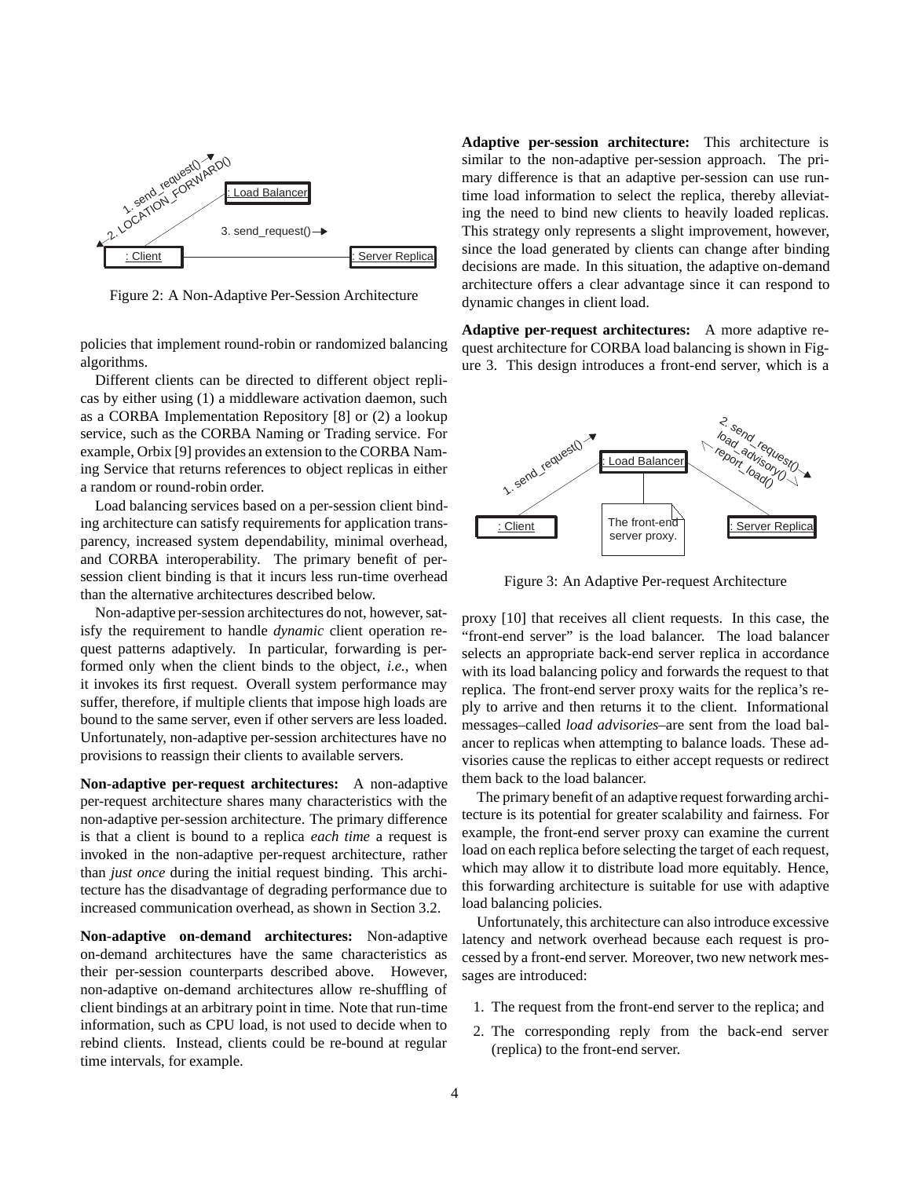Figure 2: A Non-Adaptive Per-Session Architecture

policies that implement round-robin or randomized balancing algorithms.

Different clients can be directed to different object replicas by either using (1) a middleware activation daemon, such as a CORBA Implementation Repository [8] or (2) a lookup service, such as the CORBA Naming or Trading service. For example, Orbix [9] provides an extension to the CORBA Naming Service that returns references to object replicas in either a random or round-robin order.

Load balancing services based on a per-session client binding architecture can satisfy requirements for application transparency, increased system dependability, minimal overhead, and CORBA interoperability. The primary benefit of per-session client binding is that it incurs less run-time overhead than the alternative architectures described below.

Non-adaptive per-session architectures do not, however, satisfy the requirement to handle *dynamic* client operation request patterns adaptively. In particular, forwarding is performed only when the client binds to the object, *i.e.*, when it invokes its first request. Overall system performance may suffer, therefore, if multiple clients that impose high loads are bound to the same server, even if other servers are less loaded. Unfortunately, non-adaptive per-session architectures have no provisions to reassign their clients to available servers.

**Non-adaptive per-request architectures:** A non-adaptive per-request architecture shares many characteristics with the non-adaptive per-session architecture. The primary difference is that a client is bound to a replica *each time* a request is invoked in the non-adaptive per-request architecture, rather than *just once* during the initial request binding. This architecture has the disadvantage of degrading performance due to increased communication overhead, as shown in Section 3.2.

**Non-adaptive on-demand architectures:** Non-adaptive on-demand architectures have the same characteristics as their per-session counterparts described above. However, non-adaptive on-demand architectures allow re-shuffling of client bindings at an arbitrary point in time. Note that run-time information, such as CPU load, is not used to decide when to rebind clients. Instead, clients could be re-bound at regular time intervals, for example.

**Adaptive per-session architecture:** This architecture is similar to the non-adaptive per-session approach. The primary difference is that an adaptive per-session can use run-time load information to select the replica, thereby alleviating the need to bind new clients to heavily loaded replicas. This strategy only represents a slight improvement, however, since the load generated by clients can change after binding decisions are made. In this situation, the adaptive on-demand architecture offers a clear advantage since it can respond to dynamic changes in client load.

**Adaptive per-request architectures:** A more adaptive request architecture for CORBA load balancing is shown in Figure 3. This design introduces a front-end server, which is a proxy [10] that receives all client requests. In this case, the "front-end server" is the load balancer. The load balancer selects an appropriate back-end server replica in accordance with its load balancing policy and forwards the request to that replica. The front-end server proxy waits for the replica's reply to arrive and then returns it to the client. Informational messages–called *load advisories*–are sent from the load balancer to replicas when attempting to balance loads. These advisories cause the replicas to either accept requests or redirect them back to the load balancer.

Figure 3: An Adaptive Per-request Architecture

The primary benefit of an adaptive request forwarding architecture is its potential for greater scalability and fairness. For example, the front-end server proxy can examine the current load on each replica before selecting the target of each request, which may allow it to distribute load more equitably. Hence, this forwarding architecture is suitable for use with adaptive load balancing policies.

Unfortunately, this architecture can also introduce excessive latency and network overhead because each request is processed by a front-end server. Moreover, two new network messages are introduced:

1. The request from the front-end server to the replica; and
2. The corresponding reply from the back-end server (replica) to the front-end server.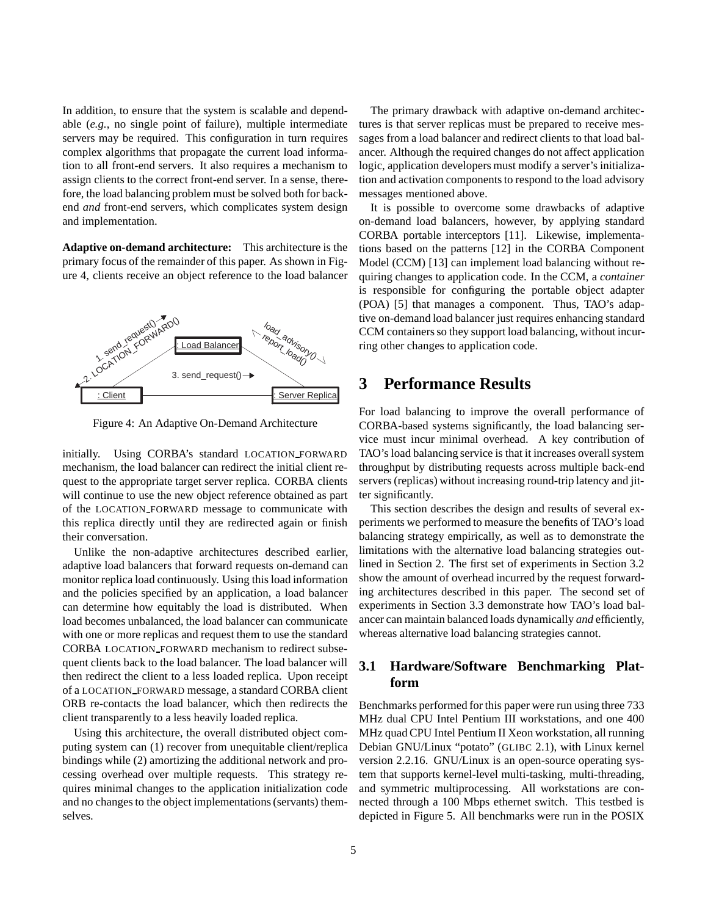In addition, to ensure that the system is scalable and dependable (*e.g.*, no single point of failure), multiple intermediate servers may be required. This configuration in turn requires complex algorithms that propagate the current load information to all front-end servers. It also requires a mechanism to assign clients to the correct front-end server. In a sense, therefore, the load balancing problem must be solved both for backend *and* front-end servers, which complicates system design and implementation.

**Adaptive on-demand architecture:** This architecture is the primary focus of the remainder of this paper. As shown in Figure 4, clients receive an object reference to the load balancer initially. Using CORBA's standard LOCATION_FORWARD mechanism, the load balancer can redirect the initial client request to the appropriate target server replica. CORBA clients will continue to use the new object reference obtained as part of the LOCATION_FORWARD message to communicate with this replica directly until they are redirected again or finish their conversation.

Figure 4: An Adaptive On-Demand Architecture

Unlike the non-adaptive architectures described earlier, adaptive load balancers that forward requests on-demand can monitor replica load continuously. Using this load information and the policies specified by an application, a load balancer can determine how equitably the load is distributed. When load becomes unbalanced, the load balancer can communicate with one or more replicas and request them to use the standard CORBA LOCATION_FORWARD mechanism to redirect subsequent clients back to the load balancer. The load balancer will then redirect the client to a less loaded replica. Upon receipt of a LOCATION_FORWARD message, a standard CORBA client ORB re-contacts the load balancer, which then redirects the client transparently to a less heavily loaded replica.

Using this architecture, the overall distributed object computing system can (1) recover from unequitable client/replica bindings while (2) amortizing the additional network and processing overhead over multiple requests. This strategy requires minimal changes to the application initialization code and no changes to the object implementations (servants) themselves.

The primary drawback with adaptive on-demand architectures is that server replicas must be prepared to receive messages from a load balancer and redirect clients to that load balancer. Although the required changes do not affect application logic, application developers must modify a server's initialization and activation components to respond to the load advisory messages mentioned above.

It is possible to overcome some drawbacks of adaptive on-demand load balancers, however, by applying standard CORBA portable interceptors [11]. Likewise, implementations based on the patterns [12] in the CORBA Component Model (CCM) [13] can implement load balancing without requiring changes to application code. In the CCM, a *container* is responsible for configuring the portable object adapter (POA) [5] that manages a component. Thus, TAO's adaptive on-demand load balancer just requires enhancing standard CCM containers so they support load balancing, without incurring other changes to application code.

# 3 Performance Results

For load balancing to improve the overall performance of CORBA-based systems significantly, the load balancing service must incur minimal overhead. A key contribution of TAO's load balancing service is that it increases overall system throughput by distributing requests across multiple back-end servers (replicas) without increasing round-trip latency and jitter significantly.

This section describes the design and results of several experiments we performed to measure the benefits of TAO's load balancing strategy empirically, as well as to demonstrate the limitations with the alternative load balancing strategies outlined in Section 2. The first set of experiments in Section 3.2 show the amount of overhead incurred by the request forwarding architectures described in this paper. The second set of experiments in Section 3.3 demonstrate how TAO's load balancer can maintain balanced loads dynamically *and* efficiently, whereas alternative load balancing strategies cannot.

## 3.1 Hardware/Software Benchmarking Platform

Benchmarks performed for this paper were run using three 733 MHz dual CPU Intel Pentium III workstations, and one 400 MHz quad CPU Intel Pentium II Xeon workstation, all running Debian GNU/Linux "potato" (GLIBC 2.1), with Linux kernel version 2.2.16. GNU/Linux is an open-source operating system that supports kernel-level multi-tasking, multi-threading, and symmetric multiprocessing. All workstations are connected through a 100 Mbps ethernet switch. This testbed is depicted in Figure 5. All benchmarks were run in the POSIX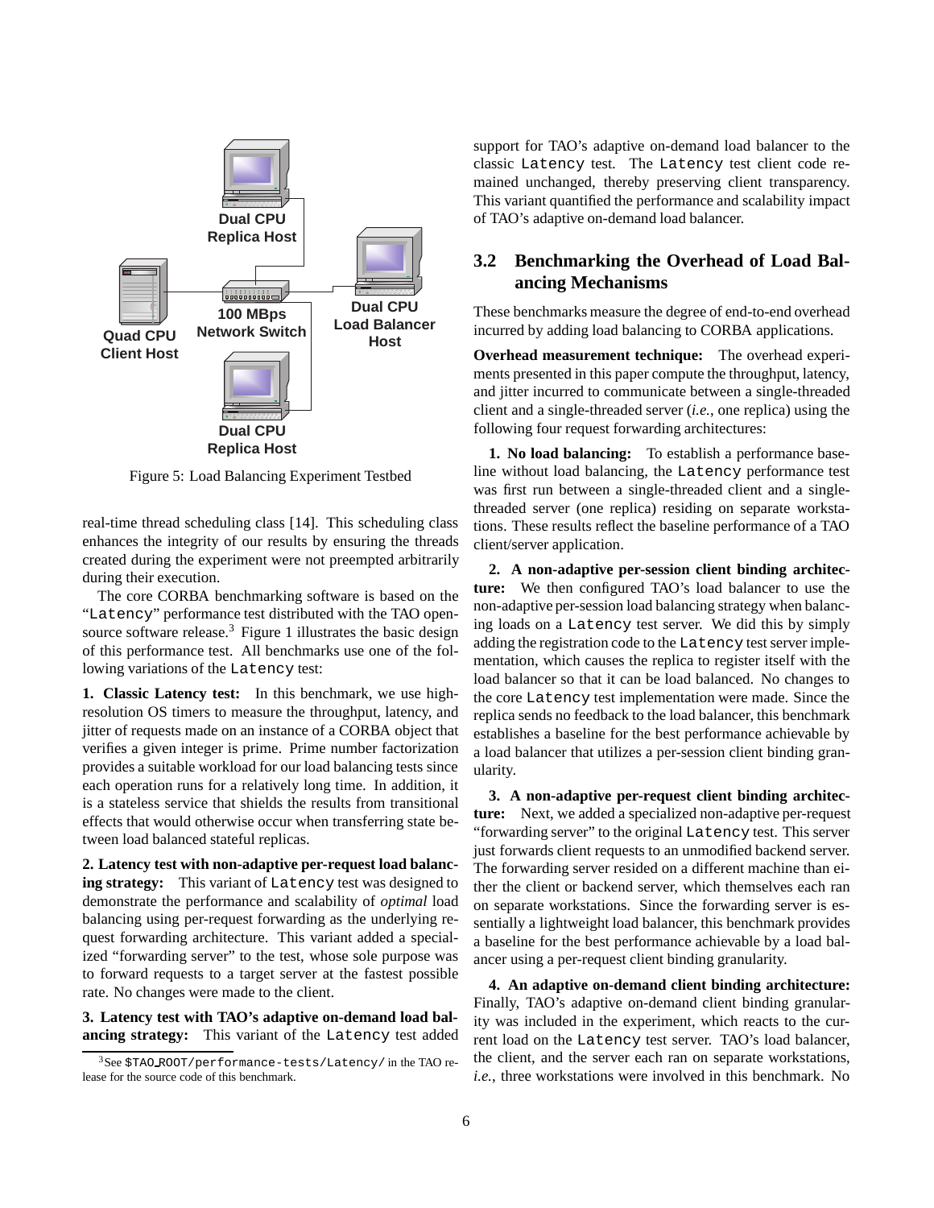Figure 5: Load Balancing Experiment Testbed

real-time thread scheduling class [14]. This scheduling class enhances the integrity of our results by ensuring the threads created during the experiment were not preempted arbitrarily during their execution.

The core CORBA benchmarking software is based on the "Latency" performance test distributed with the TAO open-source software release.[3] Figure 1 illustrates the basic design of this performance test. All benchmarks use one of the following variations of the Latency test:

**1. Classic Latency test:** In this benchmark, we use high-resolution OS timers to measure the throughput, latency, and jitter of requests made on an instance of a CORBA object that verifies a given integer is prime. Prime number factorization provides a suitable workload for our load balancing tests since each operation runs for a relatively long time. In addition, it is a stateless service that shields the results from transitional effects that would otherwise occur when transferring state between load balanced stateful replicas.

**2. Latency test with non-adaptive per-request load balancing strategy:** This variant of Latency test was designed to demonstrate the performance and scalability of *optimal* load balancing using per-request forwarding as the underlying request forwarding architecture. This variant added a specialized "forwarding server" to the test, whose sole purpose was to forward requests to a target server at the fastest possible rate. No changes were made to the client.

**3. Latency test with TAO's adaptive on-demand load balancing strategy:** This variant of the Latency test added support for TAO's adaptive on-demand load balancer to the classic Latency test. The Latency test client code remained unchanged, thereby preserving client transparency. This variant quantified the performance and scalability impact of TAO's adaptive on-demand load balancer.

[3] See $TAO_ROOT/performance-tests/Latency/ in the TAO release for the source code of this benchmark.

## 3.2 Benchmarking the Overhead of Load Balancing Mechanisms

These benchmarks measure the degree of end-to-end overhead incurred by adding load balancing to CORBA applications.

**Overhead measurement technique:** The overhead experiments presented in this paper compute the throughput, latency, and jitter incurred to communicate between a single-threaded client and a single-threaded server (*i.e.*, one replica) using the following four request forwarding architectures:

**1. No load balancing:** To establish a performance baseline without load balancing, the Latency performance test was first run between a single-threaded client and a single-threaded server (one replica) residing on separate workstations. These results reflect the baseline performance of a TAO client/server application.

**2. A non-adaptive per-session client binding architecture:** We then configured TAO's load balancer to use the non-adaptive per-session load balancing strategy when balancing loads on a Latency test server. We did this by simply adding the registration code to the Latency test server implementation, which causes the replica to register itself with the load balancer so that it can be load balanced. No changes to the core Latency test implementation were made. Since the replica sends no feedback to the load balancer, this benchmark establishes a baseline for the best performance achievable by a load balancer that utilizes a per-session client binding granularity.

**3. A non-adaptive per-request client binding architecture:** Next, we added a specialized non-adaptive per-request "forwarding server" to the original Latency test. This server just forwards client requests to an unmodified backend server. The forwarding server resided on a different machine than either the client or backend server, which themselves each ran on separate workstations. Since the forwarding server is essentially a lightweight load balancer, this benchmark provides a baseline for the best performance achievable by a load balancer using a per-request client binding granularity.

**4. An adaptive on-demand client binding architecture:** Finally, TAO's adaptive on-demand client binding granularity was included in the experiment, which reacts to the current load on the Latency test server. TAO's load balancer, the client, and the server each ran on separate workstations, *i.e.*, three workstations were involved in this benchmark. No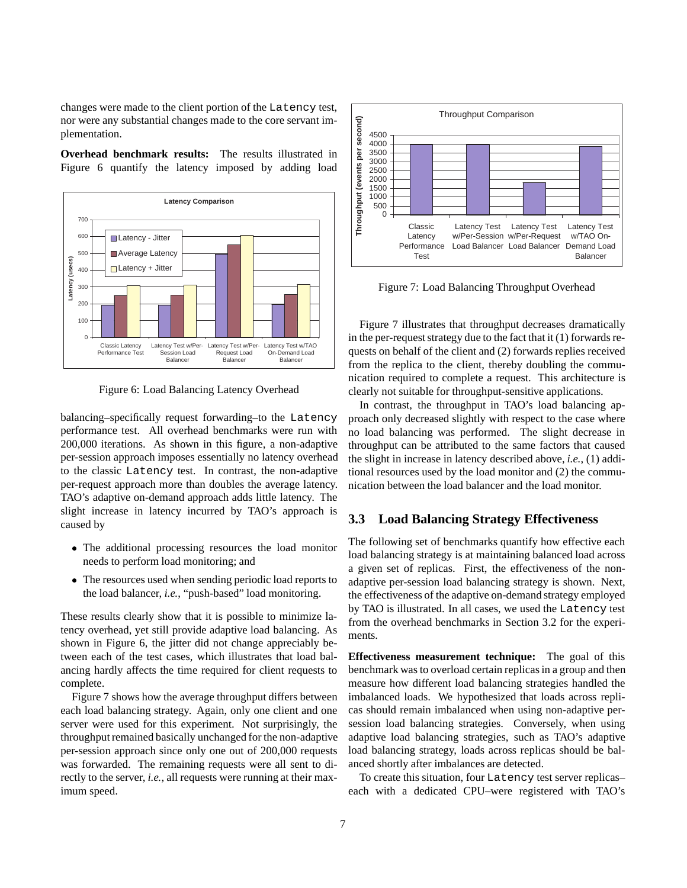changes were made to the client portion of the `Latency` test, nor were any substantial changes made to the core servant implementation.

**Overhead benchmark results:** The results illustrated in Figure 6 quantify the latency imposed by adding load balancing–specifically request forwarding–to the `Latency` performance test. All overhead benchmarks were run with 200,000 iterations. As shown in this figure, a non-adaptive per-session approach imposes essentially no latency overhead to the classic `Latency` test. In contrast, the non-adaptive per-request approach more than doubles the average latency. TAO's adaptive on-demand approach adds little latency. The slight increase in latency incurred by TAO's approach is caused by

Figure 6: Load Balancing Latency Overhead

- The additional processing resources the load monitor needs to perform load monitoring; and
- The resources used when sending periodic load reports to the load balancer, *i.e.*, "push-based" load monitoring.

These results clearly show that it is possible to minimize latency overhead, yet still provide adaptive load balancing. As shown in Figure 6, the jitter did not change appreciably between each of the test cases, which illustrates that load balancing hardly affects the time required for client requests to complete.

Figure 7 shows how the average throughput differs between each load balancing strategy. Again, only one client and one server were used for this experiment. Not surprisingly, the throughput remained basically unchanged for the non-adaptive per-session approach since only one out of 200,000 requests was forwarded. The remaining requests were all sent to directly to the server, *i.e.*, all requests were running at their maximum speed.

Figure 7: Load Balancing Throughput Overhead

Figure 7 illustrates that throughput decreases dramatically in the per-request strategy due to the fact that it (1) forwards requests on behalf of the client and (2) forwards replies received from the replica to the client, thereby doubling the communication required to complete a request. This architecture is clearly not suitable for throughput-sensitive applications.

In contrast, the throughput in TAO's load balancing approach only decreased slightly with respect to the case where no load balancing was performed. The slight decrease in throughput can be attributed to the same factors that caused the slight in increase in latency described above, *i.e.*, (1) additional resources used by the load monitor and (2) the communication between the load balancer and the load monitor.

### 3.3 Load Balancing Strategy Effectiveness

The following set of benchmarks quantify how effective each load balancing strategy is at maintaining balanced load across a given set of replicas. First, the effectiveness of the non-adaptive per-session load balancing strategy is shown. Next, the effectiveness of the adaptive on-demand strategy employed by TAO is illustrated. In all cases, we used the `Latency` test from the overhead benchmarks in Section 3.2 for the experiments.

**Effectiveness measurement technique:** The goal of this benchmark was to overload certain replicas in a group and then measure how different load balancing strategies handled the imbalanced loads. We hypothesized that loads across replicas should remain imbalanced when using non-adaptive per-session load balancing strategies. Conversely, when using adaptive load balancing strategies, such as TAO's adaptive load balancing strategy, loads across replicas should be balanced shortly after imbalances are detected.

To create this situation, four `Latency` test server replicas–each with a dedicated CPU–were registered with TAO's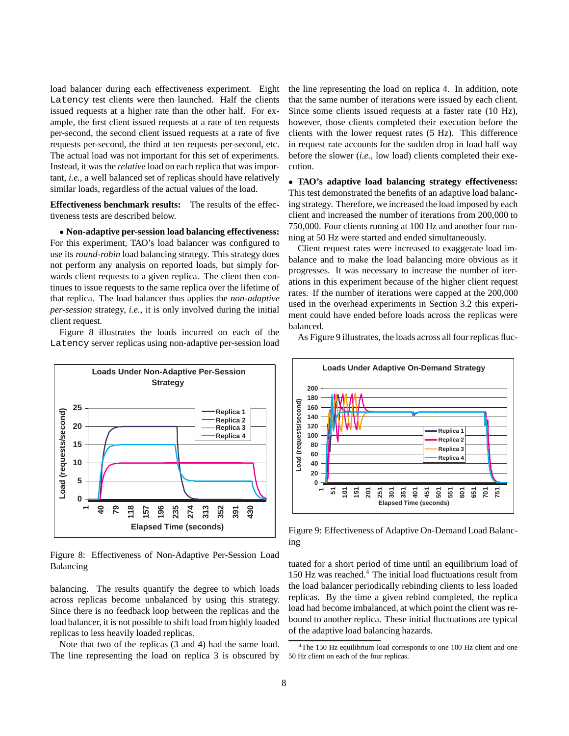load balancer during each effectiveness experiment. Eight `Latency` test clients were then launched. Half the clients issued requests at a higher rate than the other half. For example, the first client issued requests at a rate of ten requests per-second, the second client issued requests at a rate of five requests per-second, the third at ten requests per-second, etc. The actual load was not important for this set of experiments. Instead, it was the *relative* load on each replica that was important, *i.e.*, a well balanced set of replicas should have relatively similar loads, regardless of the actual values of the load.

**Effectiveness benchmark results:** The results of the effectiveness tests are described below.

- **Non-adaptive per-session load balancing effectiveness:** For this experiment, TAO's load balancer was configured to use its *round-robin* load balancing strategy. This strategy does not perform any analysis on reported loads, but simply forwards client requests to a given replica. The client then continues to issue requests to the same replica over the lifetime of that replica. The load balancer thus applies the *non-adaptive per-session* strategy, *i.e.*, it is only involved during the initial client request.

Figure 8 illustrates the loads incurred on each of the `Latency` server replicas using non-adaptive per-session load balancing. The results quantify the degree to which loads across replicas become unbalanced by using this strategy. Since there is no feedback loop between the replicas and the load balancer, it is not possible to shift load from highly loaded replicas to less heavily loaded replicas.

Figure 8: Effectiveness of Non-Adaptive Per-Session Load Balancing

Note that two of the replicas (3 and 4) had the same load. The line representing the load on replica 3 is obscured by the line representing the load on replica 4. In addition, note that the same number of iterations were issued by each client. Since some clients issued requests at a faster rate (10 Hz), however, those clients completed their execution before the clients with the lower request rates (5 Hz). This difference in request rate accounts for the sudden drop in load half way before the slower (*i.e.*, low load) clients completed their execution.

- **TAO's adaptive load balancing strategy effectiveness:** This test demonstrated the benefits of an adaptive load balancing strategy. Therefore, we increased the load imposed by each client and increased the number of iterations from 200,000 to 750,000. Four clients running at 100 Hz and another four running at 50 Hz were started and ended simultaneously.

Client request rates were increased to exaggerate load imbalance and to make the load balancing more obvious as it progresses. It was necessary to increase the number of iterations in this experiment because of the higher client request rates. If the number of iterations were capped at the 200,000 used in the overhead experiments in Section 3.2 this experiment could have ended before loads across the replicas were balanced.

As Figure 9 illustrates, the loads across all four replicas fluctuated for a short period of time until an equilibrium load of 150 Hz was reached.[4] The initial load fluctuations result from the load balancer periodically rebinding clients to less loaded replicas. By the time a given rebind completed, the replica load had become imbalanced, at which point the client was rebound to another replica. These initial fluctuations are typical of the adaptive load balancing hazards.

Figure 9: Effectiveness of Adaptive On-Demand Load Balancing

[4] The 150 Hz equilibrium load corresponds to one 100 Hz client and one 50 Hz client on each of the four replicas.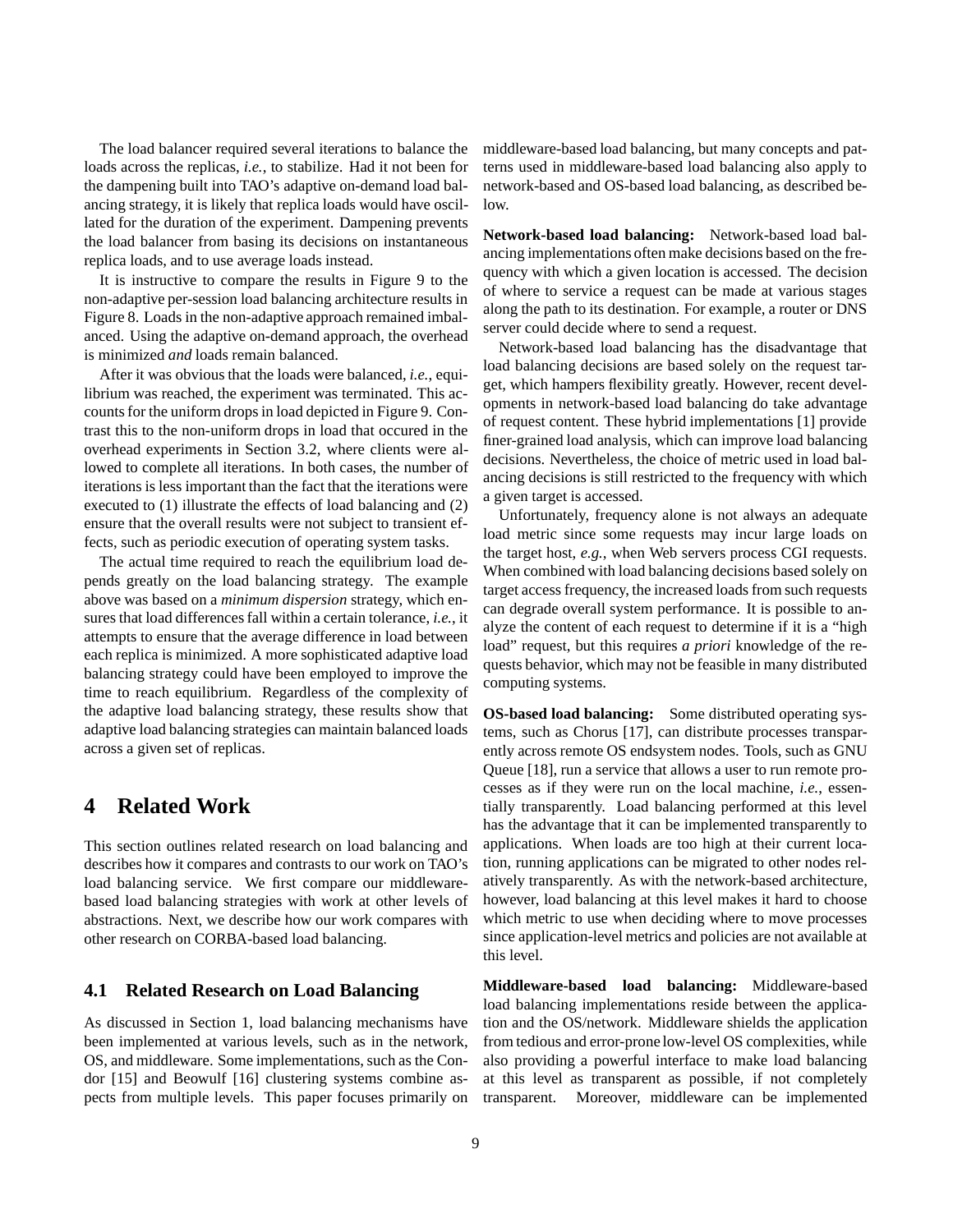The load balancer required several iterations to balance the loads across the replicas, *i.e.*, to stabilize. Had it not been for the dampening built into TAO's adaptive on-demand load balancing strategy, it is likely that replica loads would have oscillated for the duration of the experiment. Dampening prevents the load balancer from basing its decisions on instantaneous replica loads, and to use average loads instead.

It is instructive to compare the results in Figure 9 to the non-adaptive per-session load balancing architecture results in Figure 8. Loads in the non-adaptive approach remained imbalanced. Using the adaptive on-demand approach, the overhead is minimized *and* loads remain balanced.

After it was obvious that the loads were balanced, *i.e.*, equilibrium was reached, the experiment was terminated. This accounts for the uniform drops in load depicted in Figure 9. Contrast this to the non-uniform drops in load that occured in the overhead experiments in Section 3.2, where clients were allowed to complete all iterations. In both cases, the number of iterations is less important than the fact that the iterations were executed to (1) illustrate the effects of load balancing and (2) ensure that the overall results were not subject to transient effects, such as periodic execution of operating system tasks.

The actual time required to reach the equilibrium load depends greatly on the load balancing strategy. The example above was based on a *minimum dispersion* strategy, which ensures that load differences fall within a certain tolerance, *i.e.*, it attempts to ensure that the average difference in load between each replica is minimized. A more sophisticated adaptive load balancing strategy could have been employed to improve the time to reach equilibrium. Regardless of the complexity of the adaptive load balancing strategy, these results show that adaptive load balancing strategies can maintain balanced loads across a given set of replicas.

# 4 Related Work

This section outlines related research on load balancing and describes how it compares and contrasts to our work on TAO's load balancing service. We first compare our middleware-based load balancing strategies with work at other levels of abstractions. Next, we describe how our work compares with other research on CORBA-based load balancing.

## 4.1 Related Research on Load Balancing

As discussed in Section 1, load balancing mechanisms have been implemented at various levels, such as in the network, OS, and middleware. Some implementations, such as the Condor [15] and Beowulf [16] clustering systems combine aspects from multiple levels. This paper focuses primarily on middleware-based load balancing, but many concepts and patterns used in middleware-based load balancing also apply to network-based and OS-based load balancing, as described below.

**Network-based load balancing:** Network-based load balancing implementations often make decisions based on the frequency with which a given location is accessed. The decision of where to service a request can be made at various stages along the path to its destination. For example, a router or DNS server could decide where to send a request.

Network-based load balancing has the disadvantage that load balancing decisions are based solely on the request target, which hampers flexibility greatly. However, recent developments in network-based load balancing do take advantage of request content. These hybrid implementations [1] provide finer-grained load analysis, which can improve load balancing decisions. Nevertheless, the choice of metric used in load balancing decisions is still restricted to the frequency with which a given target is accessed.

Unfortunately, frequency alone is not always an adequate load metric since some requests may incur large loads on the target host, *e.g.*, when Web servers process CGI requests. When combined with load balancing decisions based solely on target access frequency, the increased loads from such requests can degrade overall system performance. It is possible to analyze the content of each request to determine if it is a "high load" request, but this requires *a priori* knowledge of the requests behavior, which may not be feasible in many distributed computing systems.

**OS-based load balancing:** Some distributed operating systems, such as Chorus [17], can distribute processes transparently across remote OS endsystem nodes. Tools, such as GNU Queue [18], run a service that allows a user to run remote processes as if they were run on the local machine, *i.e.*, essentially transparently. Load balancing performed at this level has the advantage that it can be implemented transparently to applications. When loads are too high at their current location, running applications can be migrated to other nodes relatively transparently. As with the network-based architecture, however, load balancing at this level makes it hard to choose which metric to use when deciding where to move processes since application-level metrics and policies are not available at this level.

**Middleware-based load balancing:** Middleware-based load balancing implementations reside between the application and the OS/network. Middleware shields the application from tedious and error-prone low-level OS complexities, while also providing a powerful interface to make load balancing at this level as transparent as possible, if not completely transparent. Moreover, middleware can be implemented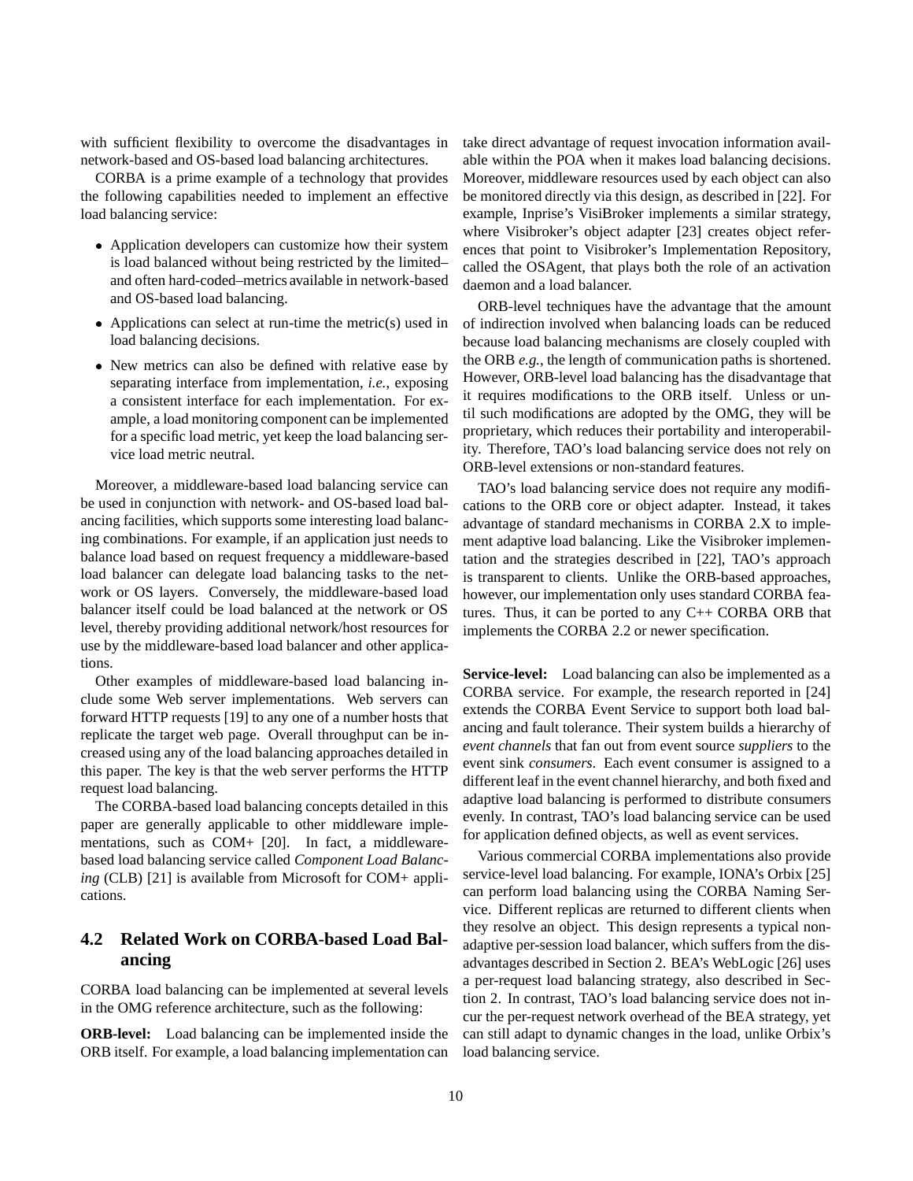with sufficient flexibility to overcome the disadvantages in network-based and OS-based load balancing architectures.

CORBA is a prime example of a technology that provides the following capabilities needed to implement an effective load balancing service:

- Application developers can customize how their system is load balanced without being restricted by the limited–and often hard-coded–metrics available in network-based and OS-based load balancing.
- Applications can select at run-time the metric(s) used in load balancing decisions.
- New metrics can also be defined with relative ease by separating interface from implementation, *i.e.*, exposing a consistent interface for each implementation. For example, a load monitoring component can be implemented for a specific load metric, yet keep the load balancing service load metric neutral.

Moreover, a middleware-based load balancing service can be used in conjunction with network- and OS-based load balancing facilities, which supports some interesting load balancing combinations. For example, if an application just needs to balance load based on request frequency a middleware-based load balancer can delegate load balancing tasks to the network or OS layers. Conversely, the middleware-based load balancer itself could be load balanced at the network or OS level, thereby providing additional network/host resources for use by the middleware-based load balancer and other applications.

Other examples of middleware-based load balancing include some Web server implementations. Web servers can forward HTTP requests [19] to any one of a number hosts that replicate the target web page. Overall throughput can be increased using any of the load balancing approaches detailed in this paper. The key is that the web server performs the HTTP request load balancing.

The CORBA-based load balancing concepts detailed in this paper are generally applicable to other middleware implementations, such as COM+ [20]. In fact, a middleware-based load balancing service called *Component Load Balancing* (CLB) [21] is available from Microsoft for COM+ applications.

## 4.2 Related Work on CORBA-based Load Balancing

CORBA load balancing can be implemented at several levels in the OMG reference architecture, such as the following:

**ORB-level:** Load balancing can be implemented inside the ORB itself. For example, a load balancing implementation can take direct advantage of request invocation information available within the POA when it makes load balancing decisions. Moreover, middleware resources used by each object can also be monitored directly via this design, as described in [22]. For example, Inprise's VisiBroker implements a similar strategy, where Visibroker's object adapter [23] creates object references that point to Visibroker's Implementation Repository, called the OSAgent, that plays both the role of an activation daemon and a load balancer.

ORB-level techniques have the advantage that the amount of indirection involved when balancing loads can be reduced because load balancing mechanisms are closely coupled with the ORB *e.g.*, the length of communication paths is shortened. However, ORB-level load balancing has the disadvantage that it requires modifications to the ORB itself. Unless or until such modifications are adopted by the OMG, they will be proprietary, which reduces their portability and interoperability. Therefore, TAO's load balancing service does not rely on ORB-level extensions or non-standard features.

TAO's load balancing service does not require any modifications to the ORB core or object adapter. Instead, it takes advantage of standard mechanisms in CORBA 2.X to implement adaptive load balancing. Like the Visibroker implementation and the strategies described in [22], TAO's approach is transparent to clients. Unlike the ORB-based approaches, however, our implementation only uses standard CORBA features. Thus, it can be ported to any C++ CORBA ORB that implements the CORBA 2.2 or newer specification.

**Service-level:** Load balancing can also be implemented as a CORBA service. For example, the research reported in [24] extends the CORBA Event Service to support both load balancing and fault tolerance. Their system builds a hierarchy of *event channels* that fan out from event source *suppliers* to the event sink *consumers*. Each event consumer is assigned to a different leaf in the event channel hierarchy, and both fixed and adaptive load balancing is performed to distribute consumers evenly. In contrast, TAO's load balancing service can be used for application defined objects, as well as event services.

Various commercial CORBA implementations also provide service-level load balancing. For example, IONA's Orbix [25] can perform load balancing using the CORBA Naming Service. Different replicas are returned to different clients when they resolve an object. This design represents a typical non-adaptive per-session load balancer, which suffers from the disadvantages described in Section 2. BEA's WebLogic [26] uses a per-request load balancing strategy, also described in Section 2. In contrast, TAO's load balancing service does not incur the per-request network overhead of the BEA strategy, yet can still adapt to dynamic changes in the load, unlike Orbix's load balancing service.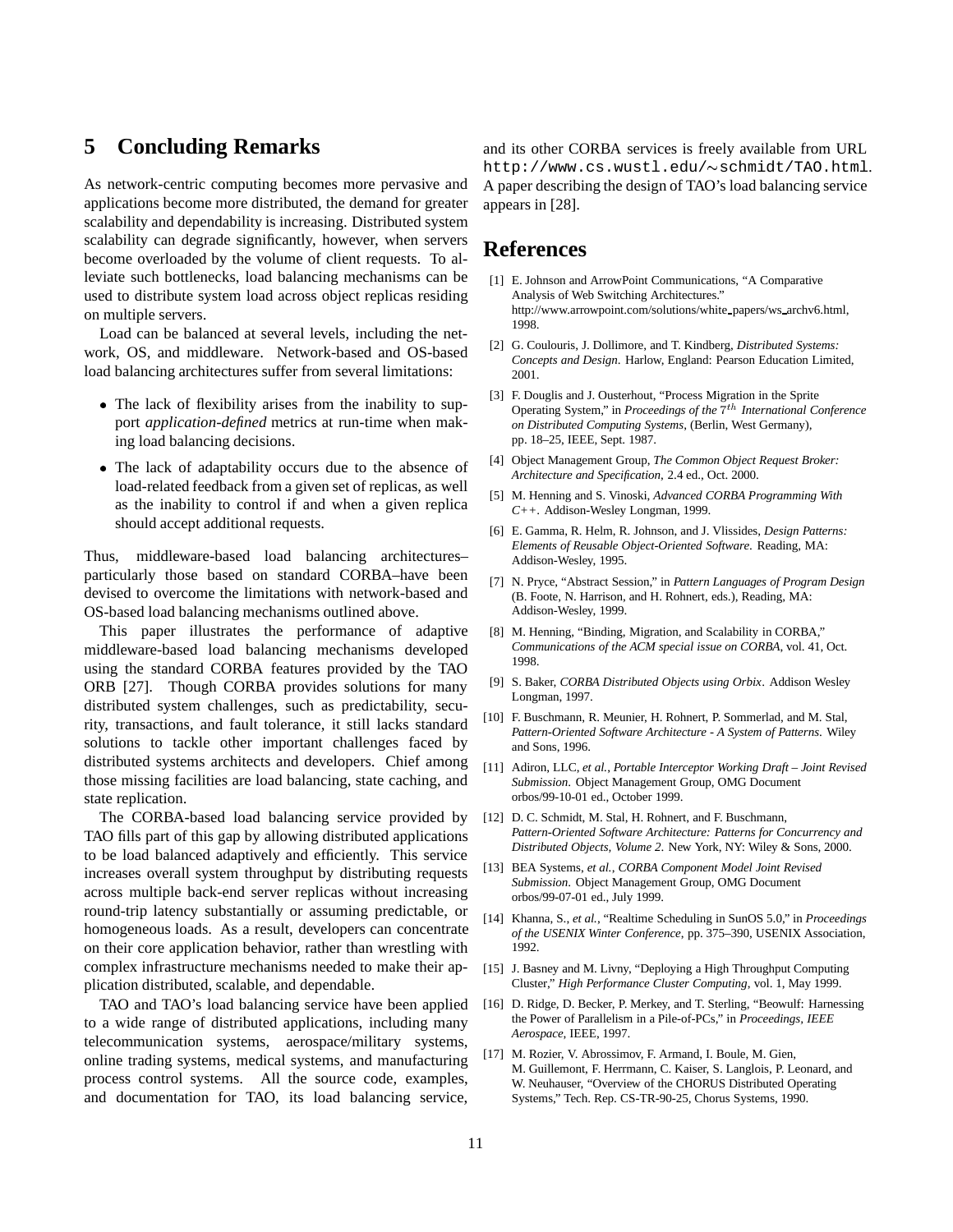## 5 Concluding Remarks

As network-centric computing becomes more pervasive and applications become more distributed, the demand for greater scalability and dependability is increasing. Distributed system scalability can degrade significantly, however, when servers become overloaded by the volume of client requests. To alleviate such bottlenecks, load balancing mechanisms can be used to distribute system load across object replicas residing on multiple servers.

Load can be balanced at several levels, including the network, OS, and middleware. Network-based and OS-based load balancing architectures suffer from several limitations:

- The lack of flexibility arises from the inability to support *application-defined* metrics at run-time when making load balancing decisions.
- The lack of adaptability occurs due to the absence of load-related feedback from a given set of replicas, as well as the inability to control if and when a given replica should accept additional requests.

Thus, middleware-based load balancing architectures–particularly those based on standard CORBA–have been devised to overcome the limitations with network-based and OS-based load balancing mechanisms outlined above.

This paper illustrates the performance of adaptive middleware-based load balancing mechanisms developed using the standard CORBA features provided by the TAO ORB [27]. Though CORBA provides solutions for many distributed system challenges, such as predictability, security, transactions, and fault tolerance, it still lacks standard solutions to tackle other important challenges faced by distributed systems architects and developers. Chief among those missing facilities are load balancing, state caching, and state replication.

The CORBA-based load balancing service provided by TAO fills part of this gap by allowing distributed applications to be load balanced adaptively and efficiently. This service increases overall system throughput by distributing requests across multiple back-end server replicas without increasing round-trip latency substantially or assuming predictable, or homogeneous loads. As a result, developers can concentrate on their core application behavior, rather than wrestling with complex infrastructure mechanisms needed to make their application distributed, scalable, and dependable.

TAO and TAO's load balancing service have been applied to a wide range of distributed applications, including many telecommunication systems, aerospace/military systems, online trading systems, medical systems, and manufacturing process control systems. All the source code, examples, and documentation for TAO, its load balancing service, and its other CORBA services is freely available from URL `http://www.cs.wustl.edu/~schmidt/TAO.html`. A paper describing the design of TAO's load balancing service appears in [28].

## References

[1] E. Johnson and ArrowPoint Communications, "A Comparative Analysis of Web Switching Architectures." http://www.arrowpoint.com/solutions/white_papers/ws_archv6.html, 1998.

[2] G. Coulouris, J. Dollimore, and T. Kindberg, *Distributed Systems: Concepts and Design*. Harlow, England: Pearson Education Limited, 2001.

[3] F. Douglis and J. Ousterhout, "Process Migration in the Sprite Operating System," in *Proceedings of the* $7^{th}$ *International Conference on Distributed Computing Systems*, (Berlin, West Germany), pp. 18–25, IEEE, Sept. 1987.

[4] Object Management Group, *The Common Object Request Broker: Architecture and Specification*, 2.4 ed., Oct. 2000.

[5] M. Henning and S. Vinoski, *Advanced CORBA Programming With C++*. Addison-Wesley Longman, 1999.

[6] E. Gamma, R. Helm, R. Johnson, and J. Vlissides, *Design Patterns: Elements of Reusable Object-Oriented Software*. Reading, MA: Addison-Wesley, 1995.

[7] N. Pryce, "Abstract Session," in *Pattern Languages of Program Design* (B. Foote, N. Harrison, and H. Rohnert, eds.), Reading, MA: Addison-Wesley, 1999.

[8] M. Henning, "Binding, Migration, and Scalability in CORBA," *Communications of the ACM special issue on CORBA*, vol. 41, Oct. 1998.

[9] S. Baker, *CORBA Distributed Objects using Orbix*. Addison Wesley Longman, 1997.

[10] F. Buschmann, R. Meunier, H. Rohnert, P. Sommerlad, and M. Stal, *Pattern-Oriented Software Architecture - A System of Patterns*. Wiley and Sons, 1996.

[11] Adiron, LLC, *et al.*, *Portable Interceptor Working Draft – Joint Revised Submission*. Object Management Group, OMG Document orbos/99-10-01 ed., October 1999.

[12] D. C. Schmidt, M. Stal, H. Rohnert, and F. Buschmann, *Pattern-Oriented Software Architecture: Patterns for Concurrency and Distributed Objects, Volume 2*. New York, NY: Wiley & Sons, 2000.

[13] BEA Systems, *et al.*, *CORBA Component Model Joint Revised Submission*. Object Management Group, OMG Document orbos/99-07-01 ed., July 1999.

[14] Khanna, S., *et al.*, "Realtime Scheduling in SunOS 5.0," in *Proceedings of the USENIX Winter Conference*, pp. 375–390, USENIX Association, 1992.

[15] J. Basney and M. Livny, "Deploying a High Throughput Computing Cluster," *High Performance Cluster Computing*, vol. 1, May 1999.

[16] D. Ridge, D. Becker, P. Merkey, and T. Sterling, "Beowulf: Harnessing the Power of Parallelism in a Pile-of-PCs," in *Proceedings, IEEE Aerospace*, IEEE, 1997.

[17] M. Rozier, V. Abrossimov, F. Armand, I. Boule, M. Gien, M. Guillemont, F. Herrmann, C. Kaiser, S. Langlois, P. Leonard, and W. Neuhauser, "Overview of the CHORUS Distributed Operating Systems," Tech. Rep. CS-TR-90-25, Chorus Systems, 1990.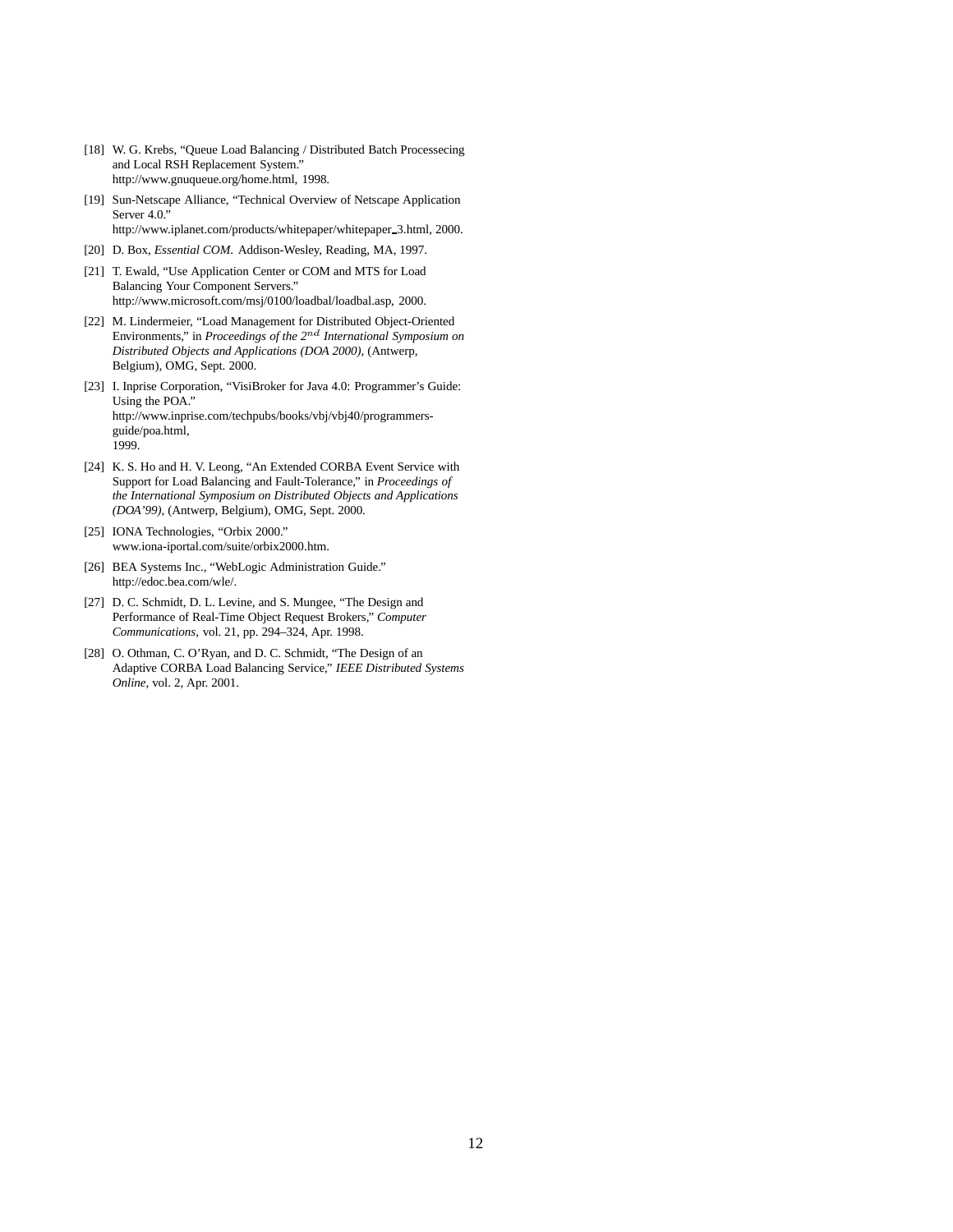[18] W. G. Krebs, "Queue Load Balancing / Distributed Batch Processecing and Local RSH Replacement System." http://www.gnuqueue.org/home.html, 1998.

[19] Sun-Netscape Alliance, "Technical Overview of Netscape Application Server 4.0." http://www.iplanet.com/products/whitepaper/whitepaper_3.html, 2000.

[20] D. Box, *Essential COM*. Addison-Wesley, Reading, MA, 1997.

[21] T. Ewald, "Use Application Center or COM and MTS for Load Balancing Your Component Servers." http://www.microsoft.com/msj/0100/loadbal/loadbal.asp, 2000.

[22] M. Lindermeier, "Load Management for Distributed Object-Oriented Environments," in *Proceedings of the 2$^{nd}$ International Symposium on Distributed Objects and Applications (DOA 2000)*, (Antwerp, Belgium), OMG, Sept. 2000.

[23] I. Inprise Corporation, "VisiBroker for Java 4.0: Programmer's Guide: Using the POA." http://www.inprise.com/techpubs/books/vbj/vbj40/programmers-guide/poa.html, 1999.

[24] K. S. Ho and H. V. Leong, "An Extended CORBA Event Service with Support for Load Balancing and Fault-Tolerance," in *Proceedings of the International Symposium on Distributed Objects and Applications (DOA'99)*, (Antwerp, Belgium), OMG, Sept. 2000.

[25] IONA Technologies, "Orbix 2000." www.iona-iportal.com/suite/orbix2000.htm.

[26] BEA Systems Inc., "WebLogic Administration Guide." http://edoc.bea.com/wle/.

[27] D. C. Schmidt, D. L. Levine, and S. Mungee, "The Design and Performance of Real-Time Object Request Brokers," *Computer Communications*, vol. 21, pp. 294–324, Apr. 1998.

[28] O. Othman, C. O'Ryan, and D. C. Schmidt, "The Design of an Adaptive CORBA Load Balancing Service," *IEEE Distributed Systems Online*, vol. 2, Apr. 2001.